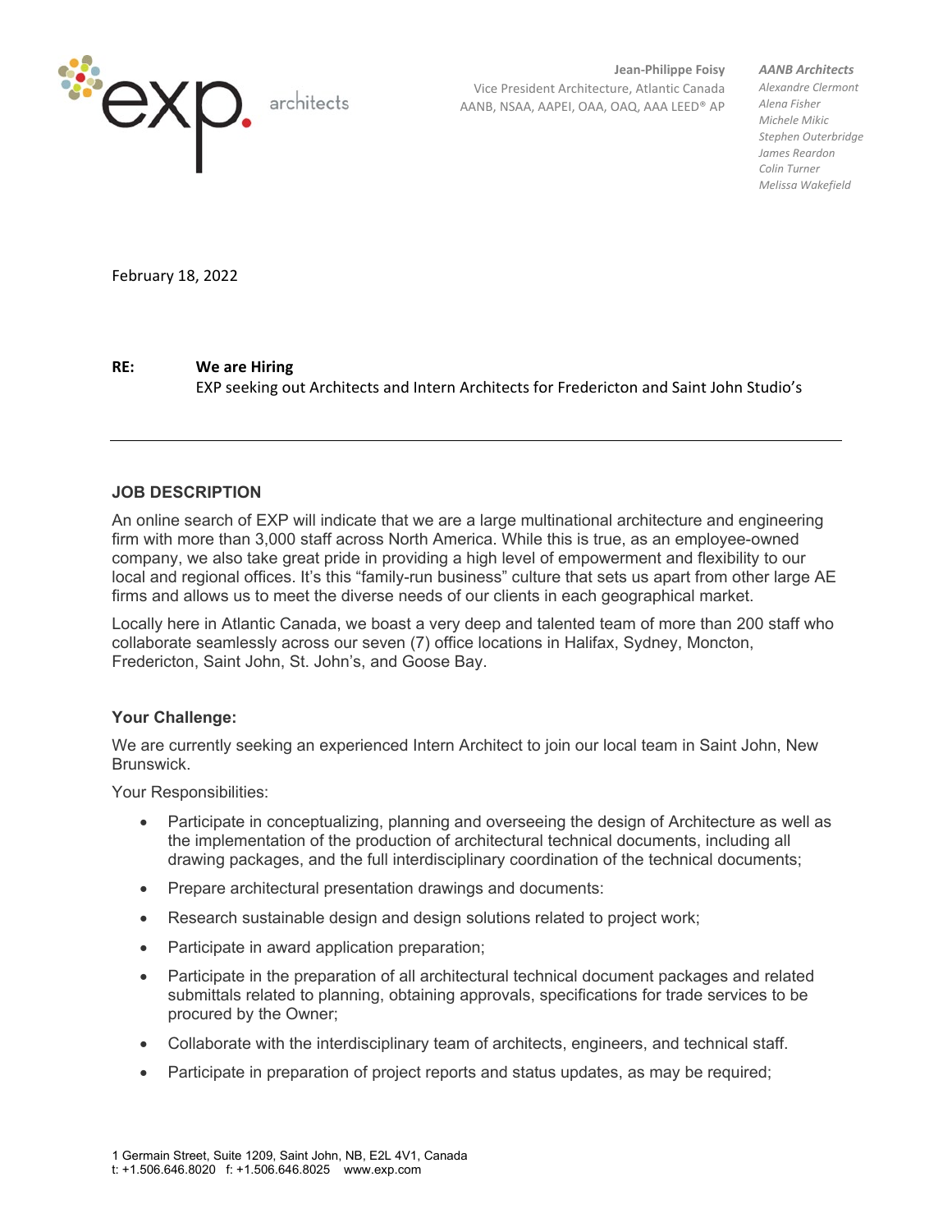exp. architects

**Jean-Philippe Foisy**
Vice President Architecture, Atlantic Canada
AANB, NSAA, AAPEI, OAA, OAQ, AAA LEED® AP

***AANB Architects***
*Alexandre Clermont*
*Alena Fisher*
*Michele Mikic*
*Stephen Outerbridge*
*James Reardon*
*Colin Turner*
*Melissa Wakefield*

February 18, 2022

**RE:** **We are Hiring**
EXP seeking out Architects and Intern Architects for Fredericton and Saint John Studio's

---

## JOB DESCRIPTION

An online search of EXP will indicate that we are a large multinational architecture and engineering firm with more than 3,000 staff across North America. While this is true, as an employee-owned company, we also take great pride in providing a high level of empowerment and flexibility to our local and regional offices. It's this "family-run business" culture that sets us apart from other large AE firms and allows us to meet the diverse needs of our clients in each geographical market.

Locally here in Atlantic Canada, we boast a very deep and talented team of more than 200 staff who collaborate seamlessly across our seven (7) office locations in Halifax, Sydney, Moncton, Fredericton, Saint John, St. John's, and Goose Bay.

### Your Challenge:

We are currently seeking an experienced Intern Architect to join our local team in Saint John, New Brunswick.

Your Responsibilities:

- Participate in conceptualizing, planning and overseeing the design of Architecture as well as the implementation of the production of architectural technical documents, including all drawing packages, and the full interdisciplinary coordination of the technical documents;
- Prepare architectural presentation drawings and documents:
- Research sustainable design and design solutions related to project work;
- Participate in award application preparation;
- Participate in the preparation of all architectural technical document packages and related submittals related to planning, obtaining approvals, specifications for trade services to be procured by the Owner;
- Collaborate with the interdisciplinary team of architects, engineers, and technical staff.
- Participate in preparation of project reports and status updates, as may be required;

1 Germain Street, Suite 1209, Saint John, NB, E2L 4V1, Canada
t: +1.506.646.8020 f: +1.506.646.8025 www.exp.com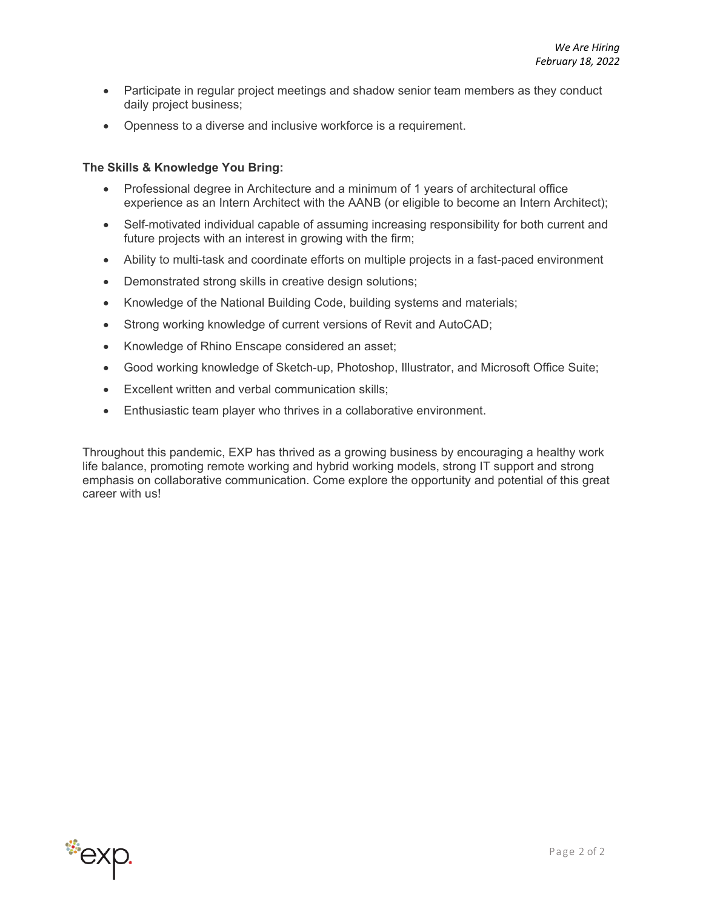- Participate in regular project meetings and shadow senior team members as they conduct daily project business;
- Openness to a diverse and inclusive workforce is a requirement.

**The Skills & Knowledge You Bring:**

- Professional degree in Architecture and a minimum of 1 years of architectural office experience as an Intern Architect with the AANB (or eligible to become an Intern Architect);
- Self-motivated individual capable of assuming increasing responsibility for both current and future projects with an interest in growing with the firm;
- Ability to multi-task and coordinate efforts on multiple projects in a fast-paced environment
- Demonstrated strong skills in creative design solutions;
- Knowledge of the National Building Code, building systems and materials;
- Strong working knowledge of current versions of Revit and AutoCAD;
- Knowledge of Rhino Enscape considered an asset;
- Good working knowledge of Sketch-up, Photoshop, Illustrator, and Microsoft Office Suite;
- Excellent written and verbal communication skills;
- Enthusiastic team player who thrives in a collaborative environment.

Throughout this pandemic, EXP has thrived as a growing business by encouraging a healthy work life balance, promoting remote working and hybrid working models, strong IT support and strong emphasis on collaborative communication. Come explore the opportunity and potential of this great career with us!